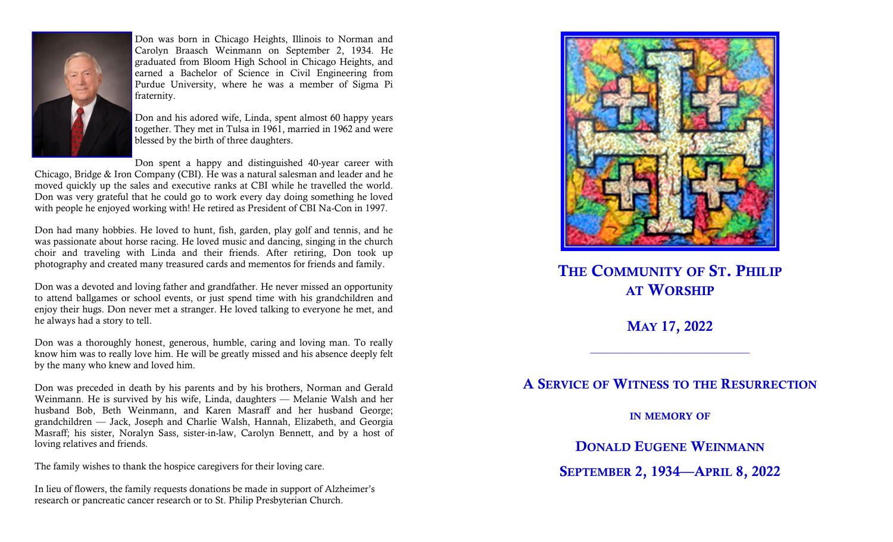Don was born in Chicago Heights, Illinois to Norman and Carolyn Braasch Weinmann on September 2, 1934. He graduated from Bloom High School in Chicago Heights, and earned a Bachelor of Science in Civil Engineering from Purdue University, where he was a member of Sigma Pi fraternity.

Don and his adored wife, Linda, spent almost 60 happy years together. They met in Tulsa in 1961, married in 1962 and were blessed by the birth of three daughters.

Don spent a happy and distinguished 40-year career with Chicago, Bridge & Iron Company (CBI). He was a natural salesman and leader and he moved quickly up the sales and executive ranks at CBI while he travelled the world. Don was very grateful that he could go to work every day doing something he loved with people he enjoyed working with! He retired as President of CBI Na-Con in 1997.

Don had many hobbies. He loved to hunt, fish, garden, play golf and tennis, and he was passionate about horse racing. He loved music and dancing, singing in the church choir and traveling with Linda and their friends. After retiring, Don took up photography and created many treasured cards and mementos for friends and family.

Don was a devoted and loving father and grandfather. He never missed an opportunity to attend ballgames or school events, or just spend time with his grandchildren and enjoy their hugs. Don never met a stranger. He loved talking to everyone he met, and he always had a story to tell.

Don was a thoroughly honest, generous, humble, caring and loving man. To really know him was to really love him. He will be greatly missed and his absence deeply felt by the many who knew and loved him.

Don was preceded in death by his parents and by his brothers, Norman and Gerald Weinmann. He is survived by his wife, Linda, daughters — Melanie Walsh and her husband Bob, Beth Weinmann, and Karen Masraff and her husband George; grandchildren — Jack, Joseph and Charlie Walsh, Hannah, Elizabeth, and Georgia Masraff; his sister, Noralyn Sass, sister-in-law, Carolyn Bennett, and by a host of loving relatives and friends.

The family wishes to thank the hospice caregivers for their loving care.

In lieu of flowers, the family requests donations be made in support of Alzheimer's research or pancreatic cancer research or to St. Philip Presbyterian Church.

# The Community of St. Philip at Worship

## May 17, 2022

---

## A Service of Witness to the Resurrection

### in memory of

## Donald Eugene Weinmann

## September 2, 1934—April 8, 2022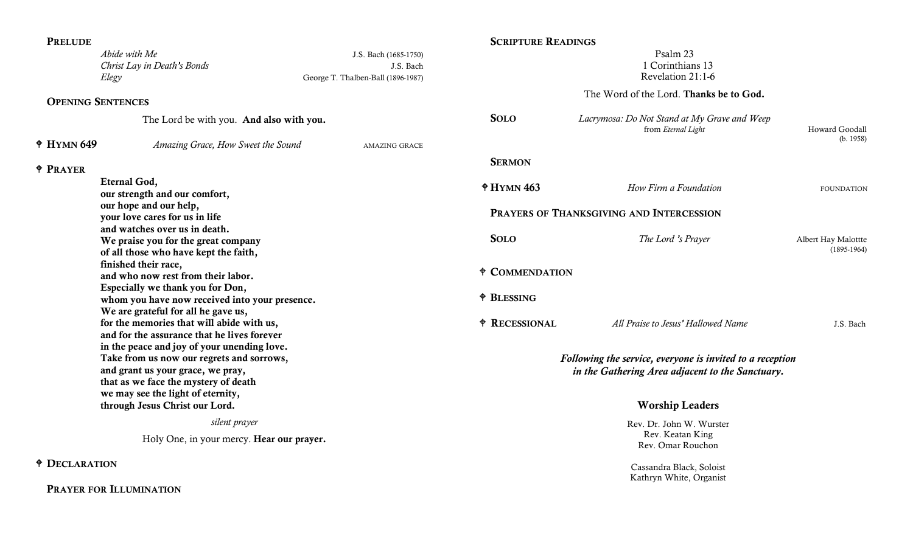**PRELUDE**

*Abide with Me* — J.S. Bach (1685-1750)
*Christ Lay in Death's Bonds* — J.S. Bach
*Elegy* — George T. Thalben-Ball (1896-1987)

**OPENING SENTENCES**

The Lord be with you. **And also with you.**

✟ **HYMN 649** — *Amazing Grace, How Sweet the Sound* — AMAZING GRACE

✟ **PRAYER**

**Eternal God,**
**our strength and our comfort,**
**our hope and our help,**
**your love cares for us in life**
**and watches over us in death.**
**We praise you for the great company**
**of all those who have kept the faith,**
**finished their race,**
**and who now rest from their labor.**
**Especially we thank you for Don,**
**whom you have now received into your presence.**
**We are grateful for all he gave us,**
**for the memories that will abide with us,**
**and for the assurance that he lives forever**
**in the peace and joy of your unending love.**
**Take from us now our regrets and sorrows,**
**and grant us your grace, we pray,**
**that as we face the mystery of death**
**we may see the light of eternity,**
**through Jesus Christ our Lord.**

*silent prayer*

Holy One, in your mercy. **Hear our prayer.**

✟ **DECLARATION**

**PRAYER FOR ILLUMINATION**

**SCRIPTURE READINGS**

Psalm 23
1 Corinthians 13
Revelation 21:1-6

The Word of the Lord. **Thanks be to God.**

**SOLO** — *Lacrymosa: Do Not Stand at My Grave and Weep* from *Eternal Light* — Howard Goodall (b. 1958)

**SERMON**

✟ **HYMN 463** — *How Firm a Foundation* — FOUNDATION

**PRAYERS OF THANKSGIVING AND INTERCESSION**

**SOLO** — *The Lord 's Prayer* — Albert Hay Malottte (1895-1964)

✟ **COMMENDATION**

✟ **BLESSING**

✟ **RECESSIONAL** — *All Praise to Jesus' Hallowed Name* — J.S. Bach

***Following the service, everyone is invited to a reception in the Gathering Area adjacent to the Sanctuary.***

### Worship Leaders

Rev. Dr. John W. Wurster
Rev. Keatan King
Rev. Omar Rouchon

Cassandra Black, Soloist
Kathryn White, Organist